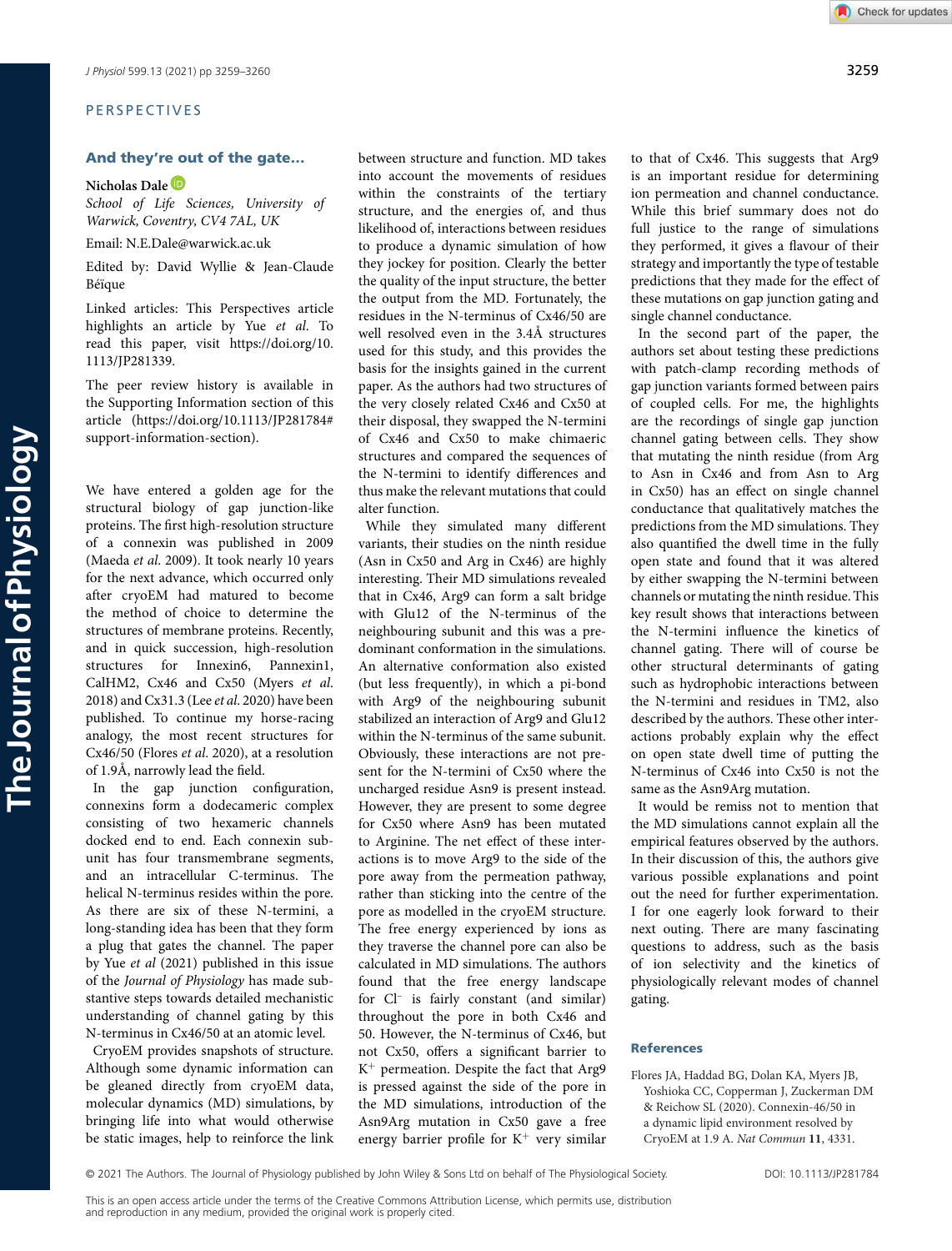PERSPECTIVES

## And they're out of the gate...

**Nicholas Dale**

*School of Life Sciences, University of Warwick, Coventry, CV4 7AL, UK*

Email: N.E.Dale@warwick.ac.uk

Edited by: David Wyllie & Jean-Claude Béïque

Linked articles: This Perspectives article highlights an article by Yue *et al*. To read this paper, visit https://doi.org/10.1113/JP281339.

The peer review history is available in the Supporting Information section of this article (https://doi.org/10.1113/JP281784#support-information-section).

We have entered a golden age for the structural biology of gap junction-like proteins. The first high-resolution structure of a connexin was published in 2009 (Maeda *et al*. 2009). It took nearly 10 years for the next advance, which occurred only after cryoEM had matured to become the method of choice to determine the structures of membrane proteins. Recently, and in quick succession, high-resolution structures for Innexin6, Pannexin1, CalHM2, Cx46 and Cx50 (Myers *et al*. 2018) and Cx31.3 (Lee *et al*. 2020) have been published. To continue my horse-racing analogy, the most recent structures for Cx46/50 (Flores *et al*. 2020), at a resolution of 1.9Å, narrowly lead the field.

In the gap junction configuration, connexins form a dodecameric complex consisting of two hexameric channels docked end to end. Each connexin subunit has four transmembrane segments, and an intracellular C-terminus. The helical N-terminus resides within the pore. As there are six of these N-termini, a long-standing idea has been that they form a plug that gates the channel. The paper by Yue *et al* (2021) published in this issue of the *Journal of Physiology* has made substantive steps towards detailed mechanistic understanding of channel gating by this N-terminus in Cx46/50 at an atomic level.

CryoEM provides snapshots of structure. Although some dynamic information can be gleaned directly from cryoEM data, molecular dynamics (MD) simulations, by bringing life into what would otherwise be static images, help to reinforce the link between structure and function. MD takes into account the movements of residues within the constraints of the tertiary structure, and the energies of, and thus likelihood of, interactions between residues to produce a dynamic simulation of how they jockey for position. Clearly the better the quality of the input structure, the better the output from the MD. Fortunately, the residues in the N-terminus of Cx46/50 are well resolved even in the 3.4Å structures used for this study, and this provides the basis for the insights gained in the current paper. As the authors had two structures of the very closely related Cx46 and Cx50 at their disposal, they swapped the N-termini of Cx46 and Cx50 to make chimaeric structures and compared the sequences of the N-termini to identify differences and thus make the relevant mutations that could alter function.

While they simulated many different variants, their simulations on the ninth residue (Asn in Cx50 and Arg in Cx46) are highly interesting. Their MD simulations revealed that in Cx46, Arg9 can form a salt bridge with Glu12 of the N-terminus of the neighbouring subunit and this was a predominant conformation in the simulations. An alternative conformation also existed (but less frequently), in which a pi-bond with Arg9 of the neighbouring subunit stabilized an interaction of Arg9 and Glu12 within the N-terminus of the same subunit. Obviously, these interactions are not present for the N-termini of Cx50 where the uncharged residue Asn9 is present instead. However, they are present to some degree for Cx50 where Asn9 has been mutated to Arginine. The net effect of these interactions is to move Arg9 to the side of the pore away from the permeation pathway, rather than sticking into the centre of the pore as modelled in the cryoEM structure. The free energy experienced by ions as they traverse the channel pore can also be calculated in MD simulations. The authors found that the free energy landscape for $Cl^-$ is fairly constant (and similar) throughout the pore in both Cx46 and 50. However, the N-terminus of Cx46, but not Cx50, offers a significant barrier to $K^+$ permeation. Despite the fact that Arg9 is pressed against the side of the pore in the MD simulations, introduction of the Asn9Arg mutation in Cx50 gave a free energy barrier profile for $K^+$ very similar to that of Cx46. This suggests that Arg9 is an important residue for determining ion permeation and channel conductance. While this brief summary does not do full justice to the range of simulations they performed, it gives a flavour of their strategy and importantly the type of testable predictions that they made for the effect of these mutations on gap junction gating and single channel conductance.

In the second part of the paper, the authors set about testing these predictions with patch-clamp recording methods of gap junction variants formed between pairs of coupled cells. For me, the highlights are the recordings of single gap junction channel gating between cells. They show that mutating the ninth residue (from Arg to Asn in Cx46 and from Asn to Arg in Cx50) has an effect on single channel conductance that qualitatively matches the predictions from the MD simulations. They also quantified the dwell time in the fully open state and found that it was altered by either swapping the N-termini between channels or mutating the ninth residue. This key result shows that interactions between the N-termini influence the kinetics of channel gating. There will of course be other structural determinants of gating such as hydrophobic interactions between the N-termini and residues in TM2, also described by the authors. These other interactions probably explain why the effect on open state dwell time of putting the N-terminus of Cx46 into Cx50 is not the same as the Asn9Arg mutation.

It would be remiss not to mention that the MD simulations cannot explain all the empirical features observed by the authors. In their discussion of this, the authors give various possible explanations and point out the need for further experimentation. I for one eagerly look forward to their next outing. There are many fascinating questions to address, such as the basis of ion selectivity and the kinetics of physiologically relevant modes of channel gating.

### References

Flores JA, Haddad BG, Dolan KA, Myers JB, Yoshioka CC, Copperman J, Zuckerman DM & Reichow SL (2020). Connexin-46/50 in a dynamic lipid environment resolved by CryoEM at 1.9 A. *Nat Commun* **11**, 4331.

© 2021 The Authors. The Journal of Physiology published by John Wiley & Sons Ltd on behalf of The Physiological Society. DOI: 10.1113/JP281784

This is an open access article under the terms of the Creative Commons Attribution License, which permits use, distribution and reproduction in any medium, provided the original work is properly cited.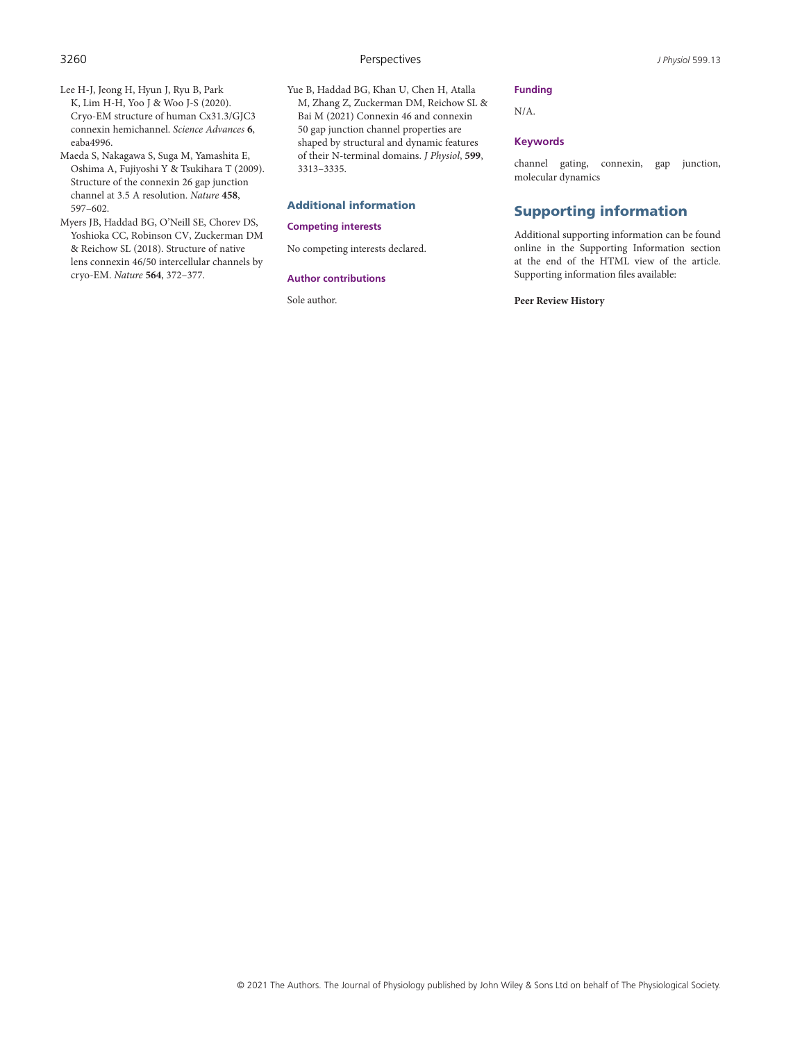Lee H-J, Jeong H, Hyun J, Ryu B, Park K, Lim H-H, Yoo J & Woo J-S (2020). Cryo-EM structure of human Cx31.3/GJC3 connexin hemichannel. *Science Advances* **6**, eaba4996.

Maeda S, Nakagawa S, Suga M, Yamashita E, Oshima A, Fujiyoshi Y & Tsukihara T (2009). Structure of the connexin 26 gap junction channel at 3.5 A resolution. *Nature* **458**, 597–602.

Myers JB, Haddad BG, O'Neill SE, Chorev DS, Yoshioka CC, Robinson CV, Zuckerman DM & Reichow SL (2018). Structure of native lens connexin 46/50 intercellular channels by cryo-EM. *Nature* **564**, 372–377.

Yue B, Haddad BG, Khan U, Chen H, Atalla M, Zhang Z, Zuckerman DM, Reichow SL & Bai M (2021) Connexin 46 and connexin 50 gap junction channel properties are shaped by structural and dynamic features of their N-terminal domains. *J Physiol*, **599**, 3313–3335.

## Additional information

### Competing interests

No competing interests declared.

### Author contributions

Sole author.

### Funding

N/A.

### Keywords

channel gating, connexin, gap junction, molecular dynamics

## Supporting information

Additional supporting information can be found online in the Supporting Information section at the end of the HTML view of the article. Supporting information files available:

**Peer Review History**

© 2021 The Authors. The Journal of Physiology published by John Wiley & Sons Ltd on behalf of The Physiological Society.